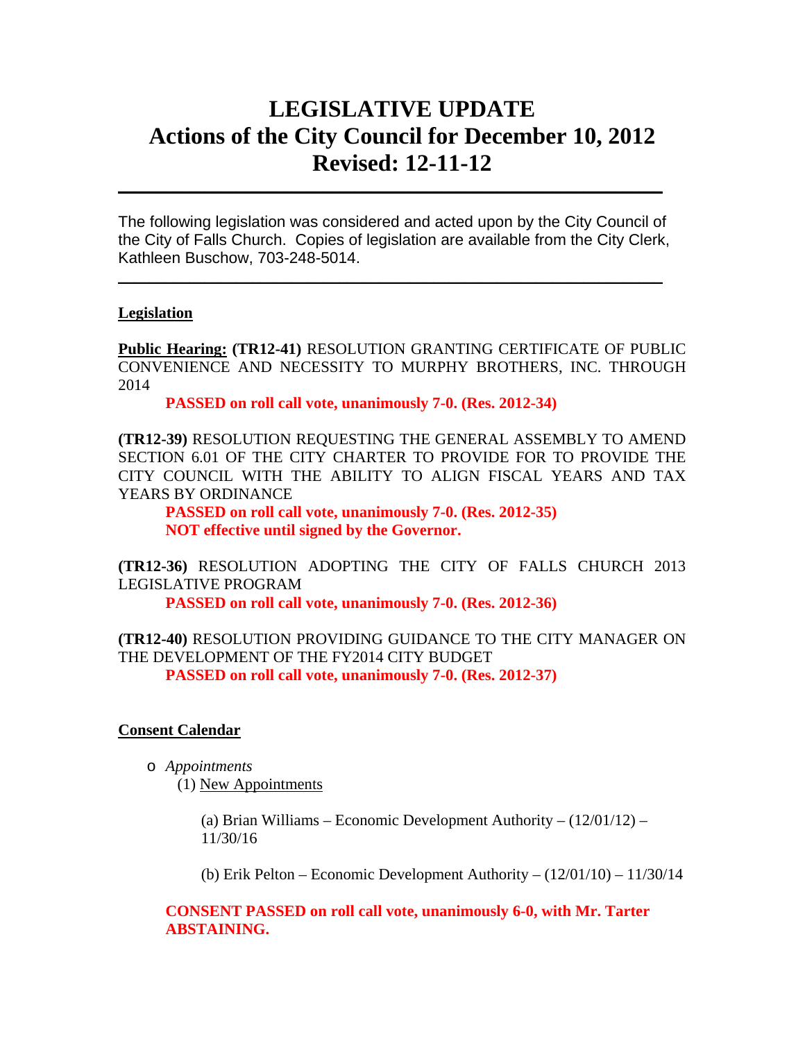# LEGISLATIVE UPDATE
# Actions of the City Council for December 10, 2012
# Revised: 12-11-12

---

The following legislation was considered and acted upon by the City Council of the City of Falls Church. Copies of legislation are available from the City Clerk, Kathleen Buschow, 703-248-5014.

---

## Legislation

**Public Hearing:** **(TR12-41)** RESOLUTION GRANTING CERTIFICATE OF PUBLIC CONVENIENCE AND NECESSITY TO MURPHY BROTHERS, INC. THROUGH 2014

> **PASSED on roll call vote, unanimously 7-0. (Res. 2012-34)**

**(TR12-39)** RESOLUTION REQUESTING THE GENERAL ASSEMBLY TO AMEND SECTION 6.01 OF THE CITY CHARTER TO PROVIDE FOR TO PROVIDE THE CITY COUNCIL WITH THE ABILITY TO ALIGN FISCAL YEARS AND TAX YEARS BY ORDINANCE

> **PASSED on roll call vote, unanimously 7-0. (Res. 2012-35)**
> **NOT effective until signed by the Governor.**

**(TR12-36)** RESOLUTION ADOPTING THE CITY OF FALLS CHURCH 2013 LEGISLATIVE PROGRAM

> **PASSED on roll call vote, unanimously 7-0. (Res. 2012-36)**

**(TR12-40)** RESOLUTION PROVIDING GUIDANCE TO THE CITY MANAGER ON THE DEVELOPMENT OF THE FY2014 CITY BUDGET

> **PASSED on roll call vote, unanimously 7-0. (Res. 2012-37)**

## Consent Calendar

- *Appointments*
  - (1) New Appointments
    - (a) Brian Williams – Economic Development Authority – (12/01/12) – 11/30/16
    - (b) Erik Pelton – Economic Development Authority – (12/01/10) – 11/30/14

**CONSENT PASSED on roll call vote, unanimously 6-0, with Mr. Tarter ABSTAINING.**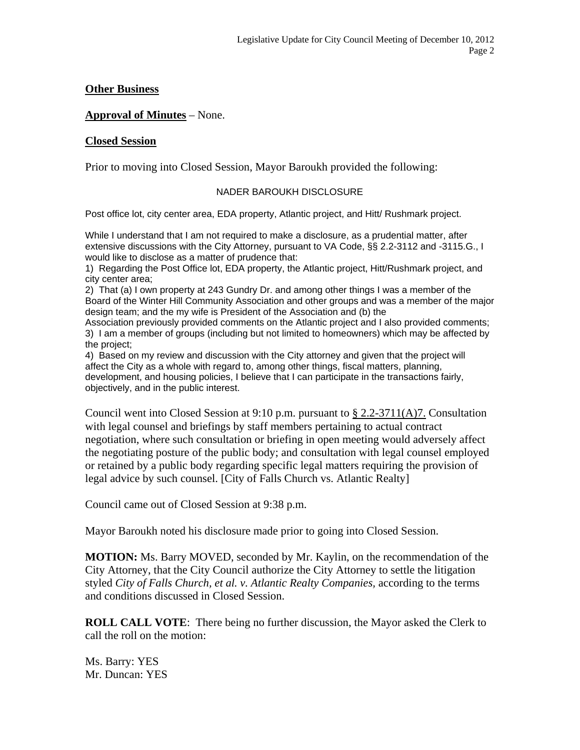## Other Business

**Approval of Minutes** – None.

**Closed Session**

Prior to moving into Closed Session, Mayor Baroukh provided the following:

NADER BAROUKH DISCLOSURE

Post office lot, city center area, EDA property, Atlantic project, and Hitt/ Rushmark project.

While I understand that I am not required to make a disclosure, as a prudential matter, after extensive discussions with the City Attorney, pursuant to VA Code, §§ 2.2-3112 and -3115.G., I would like to disclose as a matter of prudence that:

1) Regarding the Post Office lot, EDA property, the Atlantic project, Hitt/Rushmark project, and city center area;
2) That (a) I own property at 243 Gundry Dr. and among other things I was a member of the Board of the Winter Hill Community Association and other groups and was a member of the major design team; and the my wife is President of the Association and (b) the Association previously provided comments on the Atlantic project and I also provided comments;
3) I am a member of groups (including but not limited to homeowners) which may be affected by the project;
4) Based on my review and discussion with the City attorney and given that the project will affect the City as a whole with regard to, among other things, fiscal matters, planning, development, and housing policies, I believe that I can participate in the transactions fairly, objectively, and in the public interest.

Council went into Closed Session at 9:10 p.m. pursuant to § 2.2-3711(A)7. Consultation with legal counsel and briefings by staff members pertaining to actual contract negotiation, where such consultation or briefing in open meeting would adversely affect the negotiating posture of the public body; and consultation with legal counsel employed or retained by a public body regarding specific legal matters requiring the provision of legal advice by such counsel. [City of Falls Church vs. Atlantic Realty]

Council came out of Closed Session at 9:38 p.m.

Mayor Baroukh noted his disclosure made prior to going into Closed Session.

**MOTION:** Ms. Barry MOVED, seconded by Mr. Kaylin, on the recommendation of the City Attorney, that the City Council authorize the City Attorney to settle the litigation styled *City of Falls Church, et al. v. Atlantic Realty Companies*, according to the terms and conditions discussed in Closed Session.

**ROLL CALL VOTE**: There being no further discussion, the Mayor asked the Clerk to call the roll on the motion:

Ms. Barry: YES
Mr. Duncan: YES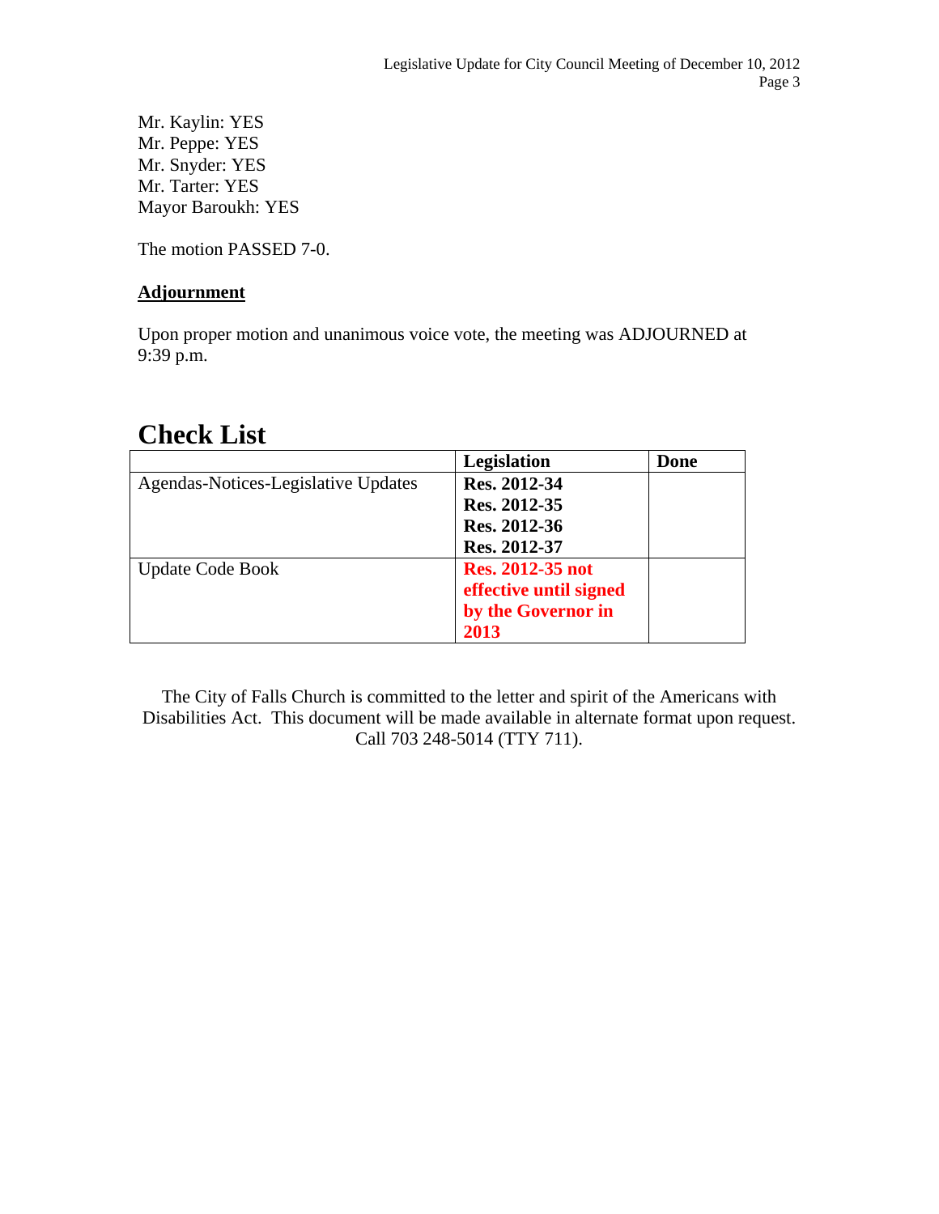Mr. Kaylin: YES
Mr. Peppe: YES
Mr. Snyder: YES
Mr. Tarter: YES
Mayor Baroukh: YES

The motion PASSED 7-0.

**Adjournment**

Upon proper motion and unanimous voice vote, the meeting was ADJOURNED at 9:39 p.m.

# Check List

| | Legislation | Done |
|---|---|---|
| Agendas-Notices-Legislative Updates | **Res. 2012-34**<br>**Res. 2012-35**<br>**Res. 2012-36**<br>**Res. 2012-37** | |
| Update Code Book | **Res. 2012-35 not effective until signed by the Governor in 2013** | |

The City of Falls Church is committed to the letter and spirit of the Americans with Disabilities Act. This document will be made available in alternate format upon request. Call 703 248-5014 (TTY 711).